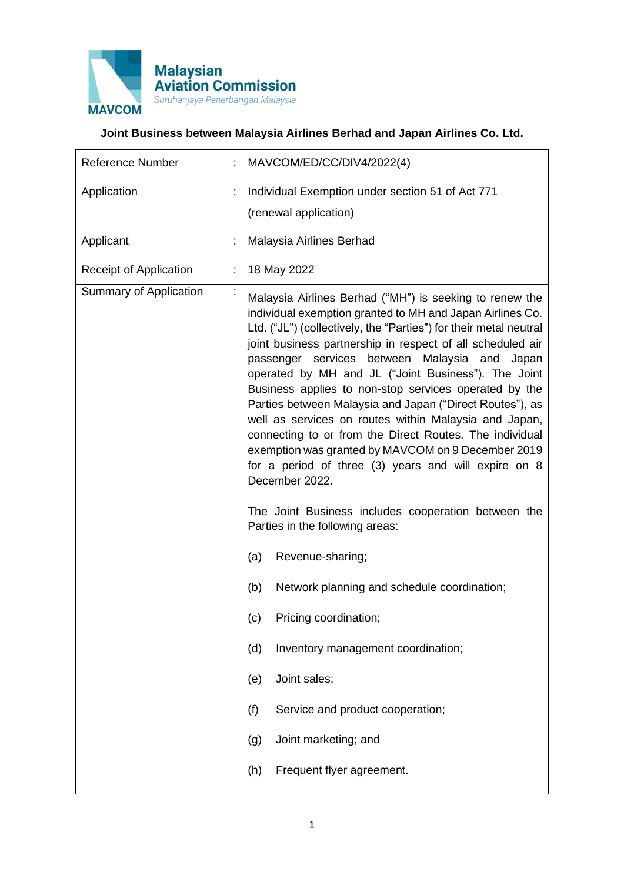Malaysian Aviation Commission
*Suruhanjaya Penerbangan Malaysia*
MAVCOM

**Joint Business between Malaysia Airlines Berhad and Japan Airlines Co. Ltd.**

| | | |
|---|---|---|
| Reference Number | : | MAVCOM/ED/CC/DIV4/2022(4) |
| Application | : | Individual Exemption under section 51 of Act 771 (renewal application) |
| Applicant | : | Malaysia Airlines Berhad |
| Receipt of Application | : | 18 May 2022 |
| Summary of Application | : | Malaysia Airlines Berhad ("MH") is seeking to renew the individual exemption granted to MH and Japan Airlines Co. Ltd. ("JL") (collectively, the "Parties") for their metal neutral joint business partnership in respect of all scheduled air passenger services between Malaysia and Japan operated by MH and JL ("Joint Business"). The Joint Business applies to non-stop services operated by the Parties between Malaysia and Japan ("Direct Routes"), as well as services on routes within Malaysia and Japan, connecting to or from the Direct Routes. The individual exemption was granted by MAVCOM on 9 December 2019 for a period of three (3) years and will expire on 8 December 2022.<br><br>The Joint Business includes cooperation between the Parties in the following areas:<br><br>(a) Revenue-sharing;<br>(b) Network planning and schedule coordination;<br>(c) Pricing coordination;<br>(d) Inventory management coordination;<br>(e) Joint sales;<br>(f) Service and product cooperation;<br>(g) Joint marketing; and<br>(h) Frequent flyer agreement. |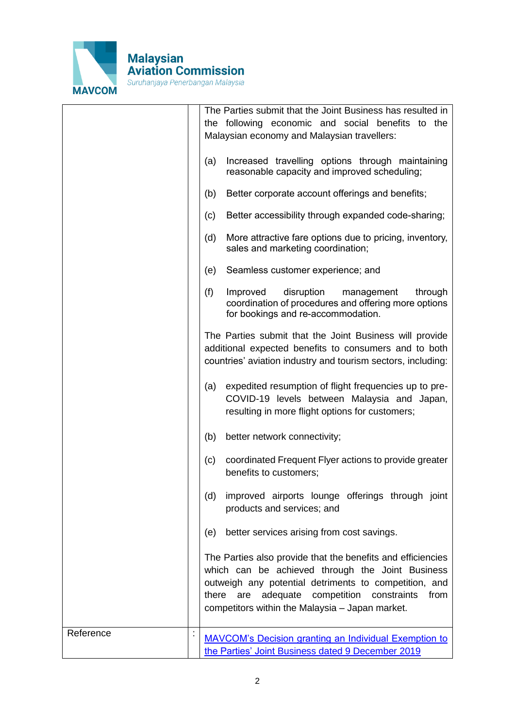| | | |
|---|---|---|
| | | The Parties submit that the Joint Business has resulted in the following economic and social benefits to the Malaysian economy and Malaysian travellers:<br><br>(a) Increased travelling options through maintaining reasonable capacity and improved scheduling;<br><br>(b) Better corporate account offerings and benefits;<br><br>(c) Better accessibility through expanded code-sharing;<br><br>(d) More attractive fare options due to pricing, inventory, sales and marketing coordination;<br><br>(e) Seamless customer experience; and<br><br>(f) Improved disruption management through coordination of procedures and offering more options for bookings and re-accommodation.<br><br>The Parties submit that the Joint Business will provide additional expected benefits to consumers and to both countries' aviation industry and tourism sectors, including:<br><br>(a) expedited resumption of flight frequencies up to pre-COVID-19 levels between Malaysia and Japan, resulting in more flight options for customers;<br><br>(b) better network connectivity;<br><br>(c) coordinated Frequent Flyer actions to provide greater benefits to customers;<br><br>(d) improved airports lounge offerings through joint products and services; and<br><br>(e) better services arising from cost savings.<br><br>The Parties also provide that the benefits and efficiencies which can be achieved through the Joint Business outweigh any potential detriments to competition, and there are adequate competition constraints from competitors within the Malaysia – Japan market. |
| Reference | : | MAVCOM's Decision granting an Individual Exemption to the Parties' Joint Business dated 9 December 2019 |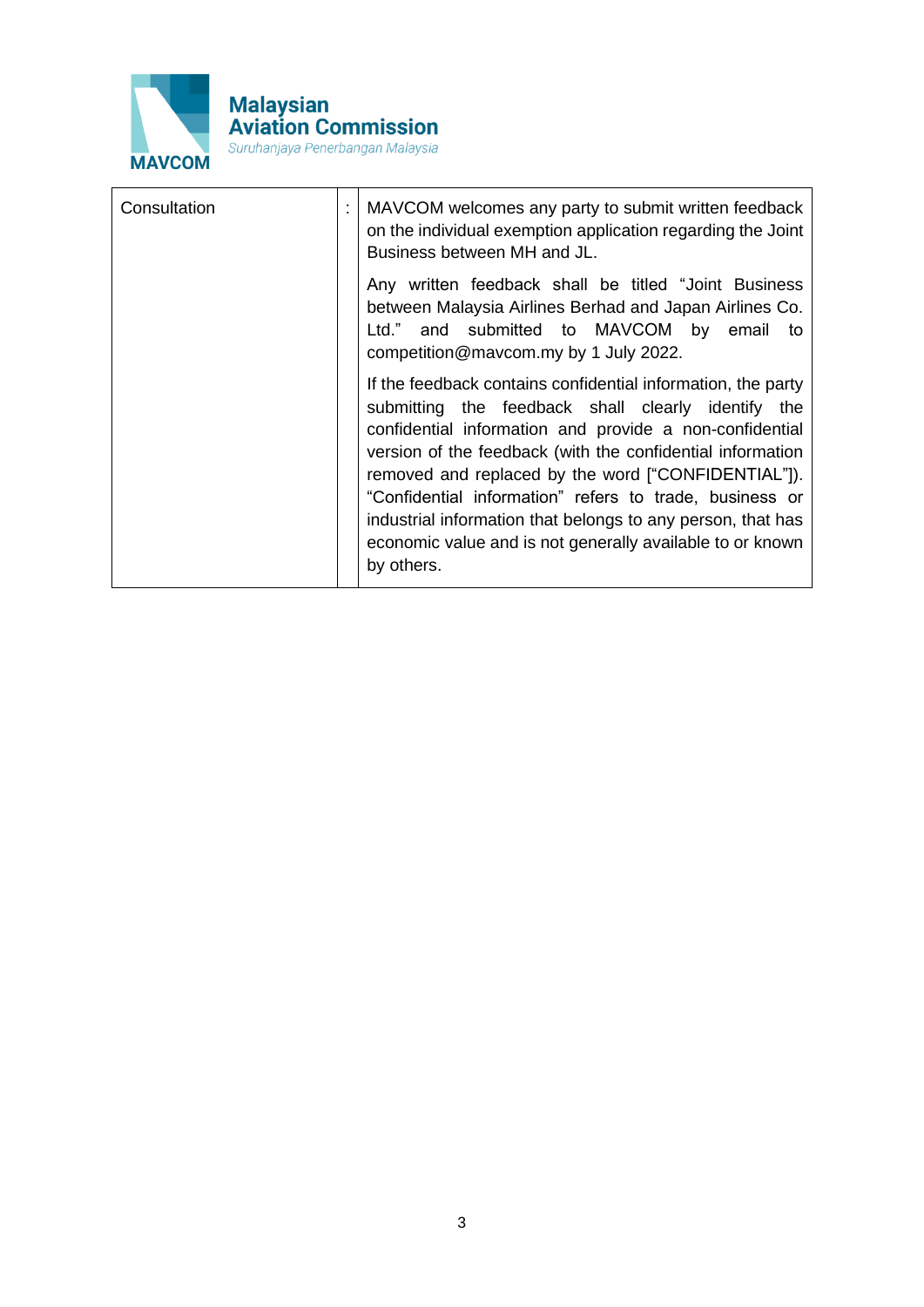| | | |
|---|---|---|
| Consultation | : | MAVCOM welcomes any party to submit written feedback on the individual exemption application regarding the Joint Business between MH and JL.<br><br>Any written feedback shall be titled "Joint Business between Malaysia Airlines Berhad and Japan Airlines Co. Ltd." and submitted to MAVCOM by email to competition@mavcom.my by 1 July 2022.<br><br>If the feedback contains confidential information, the party submitting the feedback shall clearly identify the confidential information and provide a non-confidential version of the feedback (with the confidential information removed and replaced by the word ["CONFIDENTIAL"]). "Confidential information" refers to trade, business or industrial information that belongs to any person, that has economic value and is not generally available to or known by others. |